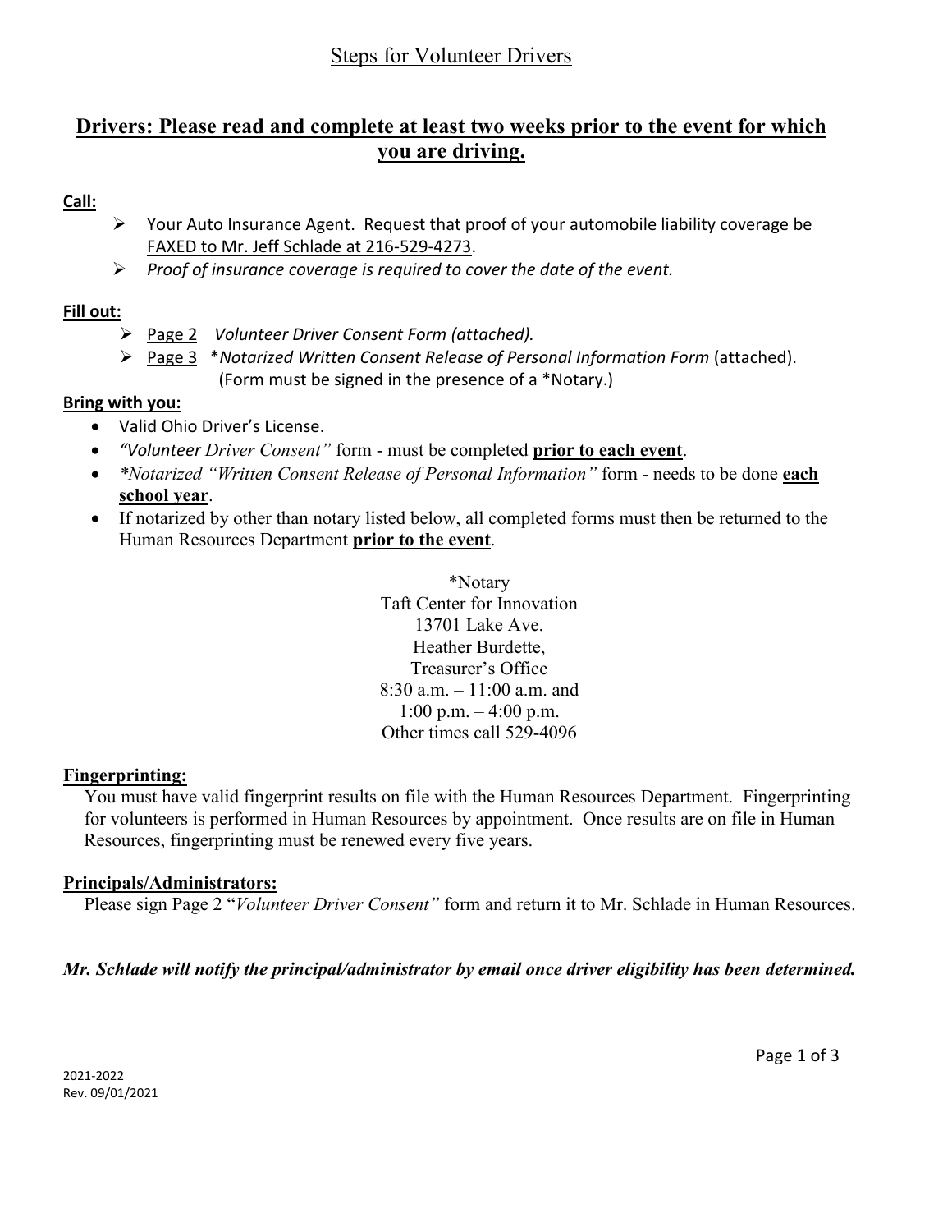# Steps for Volunteer Drivers

## Drivers: Please read and complete at least two weeks prior to the event for which you are driving.

**Call:**

- Your Auto Insurance Agent. Request that proof of your automobile liability coverage be FAXED to Mr. Jeff Schlade at 216-529-4273.
- *Proof of insurance coverage is required to cover the date of the event.*

**Fill out:**

- Page 2 *Volunteer Driver Consent Form (attached).*
- Page 3 **Notarized Written Consent Release of Personal Information Form* (attached). (Form must be signed in the presence of a *Notary.)

**Bring with you:**

- Valid Ohio Driver's License.
- *"Volunteer Driver Consent"* form - must be completed **prior to each event**.
- **Notarized "Written Consent Release of Personal Information"* form - needs to be done **each school year**.
- If notarized by other than notary listed below, all completed forms must then be returned to the Human Resources Department **prior to the event**.

*Notary  
Taft Center for Innovation  
13701 Lake Ave.  
Heather Burdette,  
Treasurer's Office  
8:30 a.m. – 11:00 a.m. and  
1:00 p.m. – 4:00 p.m.  
Other times call 529-4096

**Fingerprinting:**

You must have valid fingerprint results on file with the Human Resources Department. Fingerprinting for volunteers is performed in Human Resources by appointment. Once results are on file in Human Resources, fingerprinting must be renewed every five years.

**Principals/Administrators:**

Please sign Page 2 "*Volunteer Driver Consent"* form and return it to Mr. Schlade in Human Resources.

***Mr. Schlade will notify the principal/administrator by email once driver eligibility has been determined.***

2021-2022  
Rev. 09/01/2021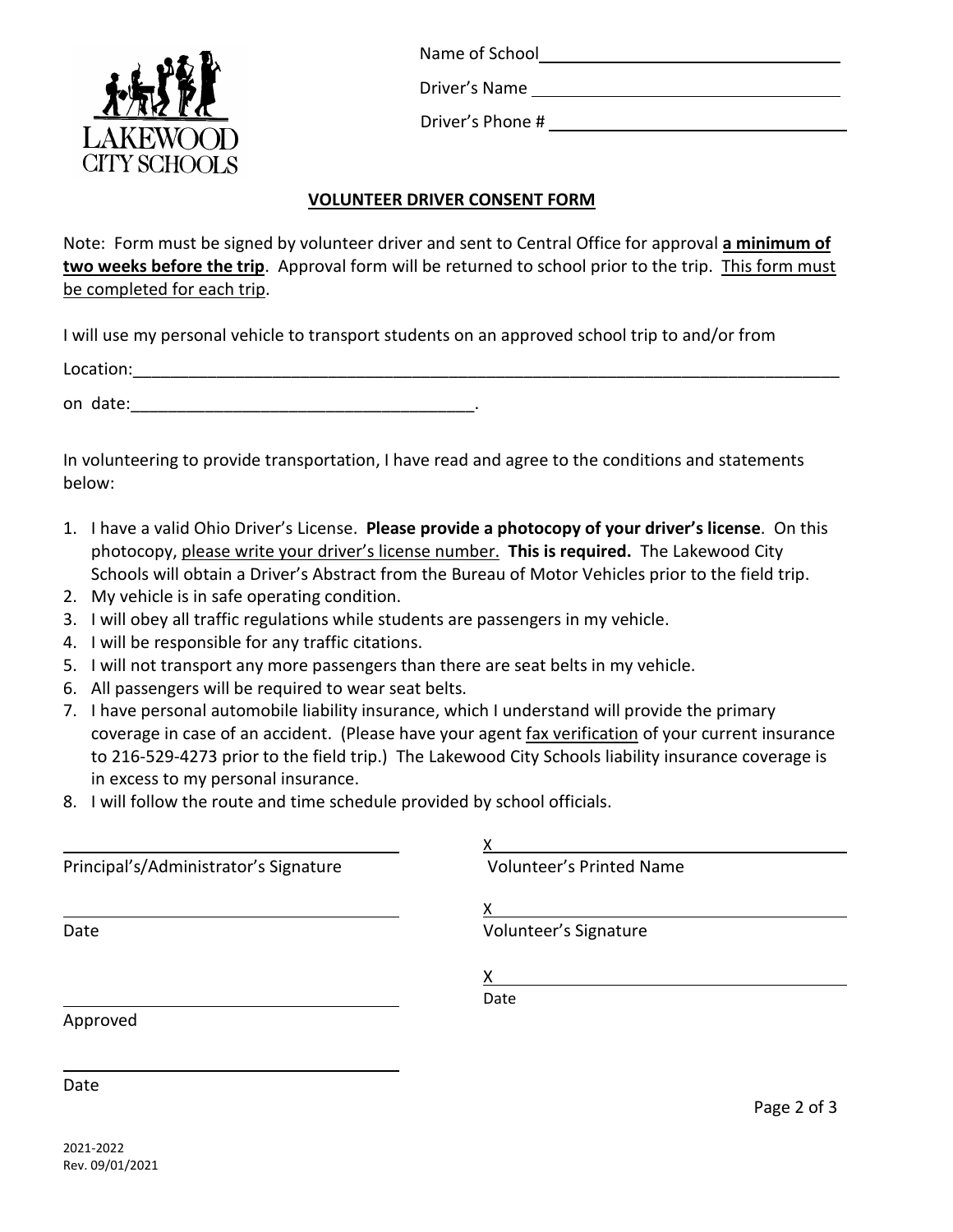LAKEWOOD CITY SCHOOLS

Name of School ______________________________

Driver's Name ______________________________

Driver's Phone # ______________________________

## VOLUNTEER DRIVER CONSENT FORM

Note: Form must be signed by volunteer driver and sent to Central Office for approval **a minimum of two weeks before the trip**. Approval form will be returned to school prior to the trip. This form must be completed for each trip.

I will use my personal vehicle to transport students on an approved school trip to and/or from

Location:______________________________________________________________________________

on date:_____________________________________.

In volunteering to provide transportation, I have read and agree to the conditions and statements below:

1. I have a valid Ohio Driver's License. **Please provide a photocopy of your driver's license**. On this photocopy, please write your driver's license number. **This is required.** The Lakewood City Schools will obtain a Driver's Abstract from the Bureau of Motor Vehicles prior to the field trip.
2. My vehicle is in safe operating condition.
3. I will obey all traffic regulations while students are passengers in my vehicle.
4. I will be responsible for any traffic citations.
5. I will not transport any more passengers than there are seat belts in my vehicle.
6. All passengers will be required to wear seat belts.
7. I have personal automobile liability insurance, which I understand will provide the primary coverage in case of an accident. (Please have your agent fax verification of your current insurance to 216-529-4273 prior to the field trip.) The Lakewood City Schools liability insurance coverage is in excess to my personal insurance.
8. I will follow the route and time schedule provided by school officials.

______________________________
Principal's/Administrator's Signature

______________________________
Date

______________________________
Approved

______________________________
Date

X______________________________
Volunteer's Printed Name

X______________________________
Volunteer's Signature

X______________________________
Date

2021-2022
Rev. 09/01/2021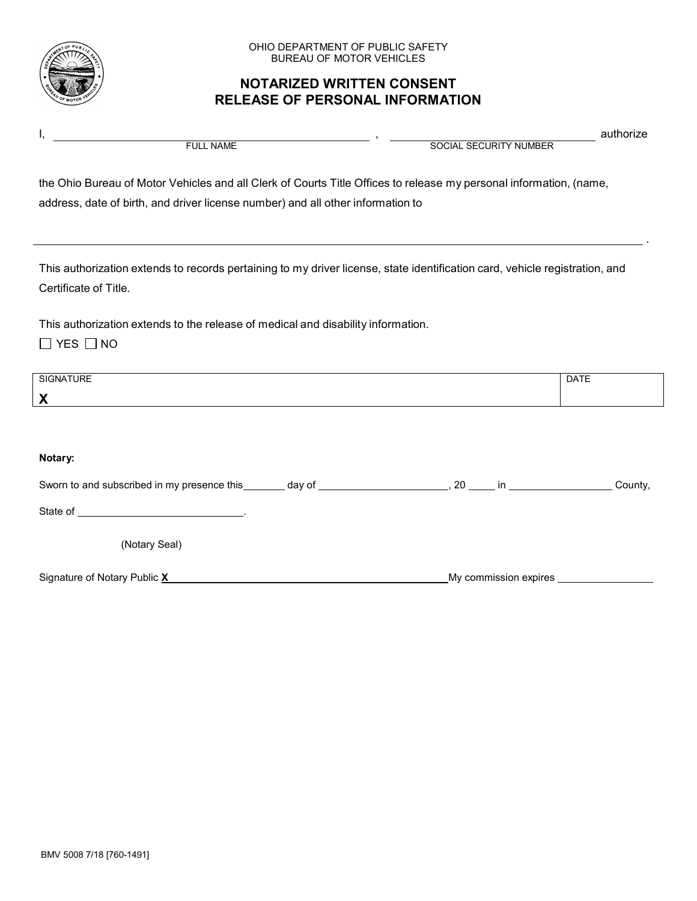OHIO DEPARTMENT OF PUBLIC SAFETY
BUREAU OF MOTOR VEHICLES

# NOTARIZED WRITTEN CONSENT RELEASE OF PERSONAL INFORMATION

I, ______________________________ (FULL NAME), ______________________ (SOCIAL SECURITY NUMBER) authorize

the Ohio Bureau of Motor Vehicles and all Clerk of Courts Title Offices to release my personal information, (name, address, date of birth, and driver license number) and all other information to

______________________________________________________________.

This authorization extends to records pertaining to my driver license, state identification card, vehicle registration, and Certificate of Title.

This authorization extends to the release of medical and disability information.

☐ YES ☐ NO

| SIGNATURE | DATE |
| --- | --- |
| X | |

**Notary:**

Sworn to and subscribed in my presence this_______ day of ____________________, 20 ____ in ________________ County,

State of __________________________.

(Notary Seal)

Signature of Notary Public **X**________________________________________ My commission expires _______________

BMV 5008 7/18 [760-1491]